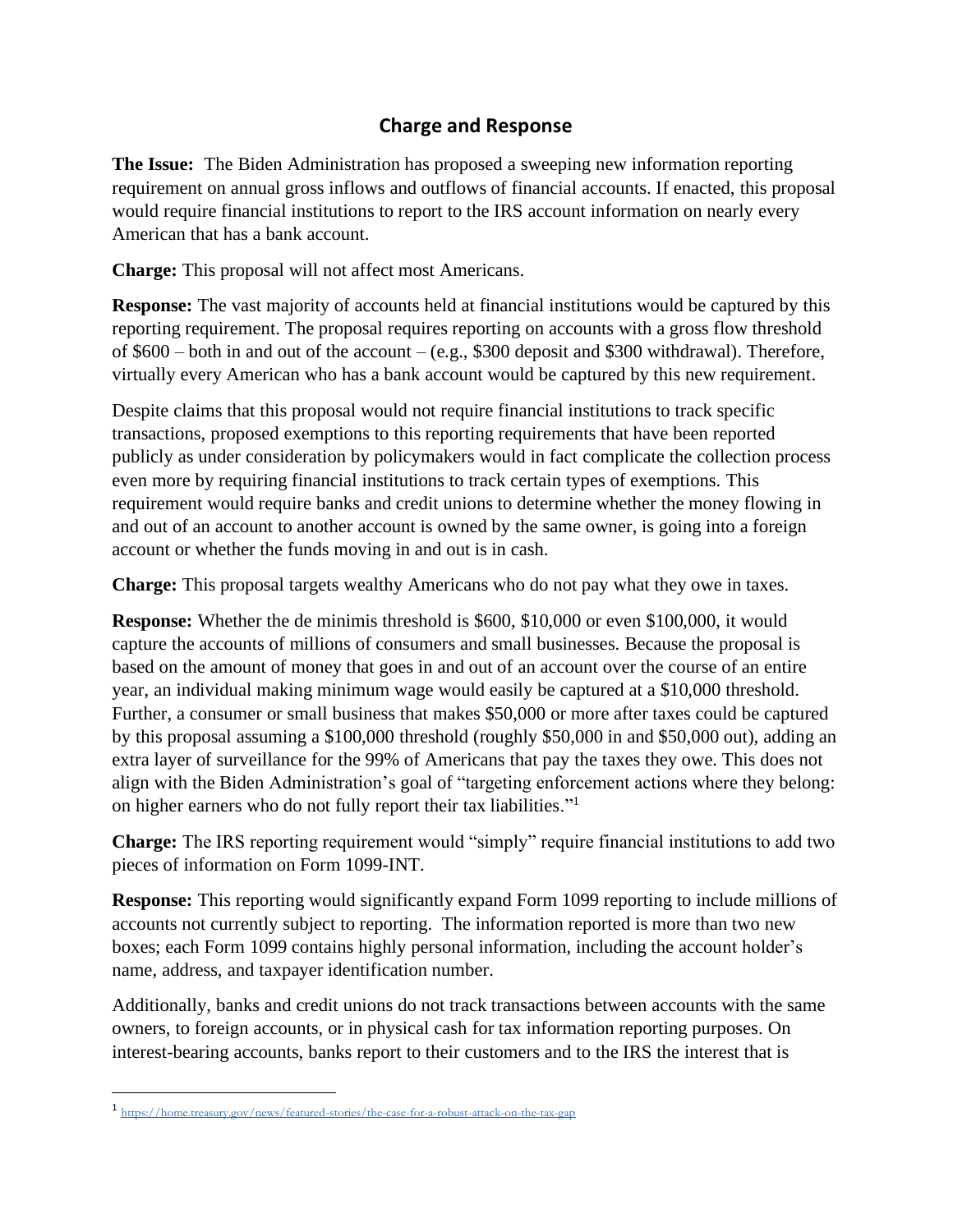## Charge and Response

**The Issue:** The Biden Administration has proposed a sweeping new information reporting requirement on annual gross inflows and outflows of financial accounts. If enacted, this proposal would require financial institutions to report to the IRS account information on nearly every American that has a bank account.

**Charge:** This proposal will not affect most Americans.

**Response:** The vast majority of accounts held at financial institutions would be captured by this reporting requirement. The proposal requires reporting on accounts with a gross flow threshold of $600 – both in and out of the account – (e.g., $300 deposit and $300 withdrawal). Therefore, virtually every American who has a bank account would be captured by this new requirement.

Despite claims that this proposal would not require financial institutions to track specific transactions, proposed exemptions to this reporting requirements that have been reported publicly as under consideration by policymakers would in fact complicate the collection process even more by requiring financial institutions to track certain types of exemptions. This requirement would require banks and credit unions to determine whether the money flowing in and out of an account to another account is owned by the same owner, is going into a foreign account or whether the funds moving in and out is in cash.

**Charge:** This proposal targets wealthy Americans who do not pay what they owe in taxes.

**Response:** Whether the de minimis threshold is $600, $10,000 or even $100,000, it would capture the accounts of millions of consumers and small businesses. Because the proposal is based on the amount of money that goes in and out of an account over the course of an entire year, an individual making minimum wage would easily be captured at a $10,000 threshold. Further, a consumer or small business that makes $50,000 or more after taxes could be captured by this proposal assuming a $100,000 threshold (roughly $50,000 in and $50,000 out), adding an extra layer of surveillance for the 99% of Americans that pay the taxes they owe. This does not align with the Biden Administration's goal of "targeting enforcement actions where they belong: on higher earners who do not fully report their tax liabilities."[1]

**Charge:** The IRS reporting requirement would "simply" require financial institutions to add two pieces of information on Form 1099-INT.

**Response:** This reporting would significantly expand Form 1099 reporting to include millions of accounts not currently subject to reporting. The information reported is more than two new boxes; each Form 1099 contains highly personal information, including the account holder's name, address, and taxpayer identification number.

Additionally, banks and credit unions do not track transactions between accounts with the same owners, to foreign accounts, or in physical cash for tax information reporting purposes. On interest-bearing accounts, banks report to their customers and to the IRS the interest that is

[1] https://home.treasury.gov/news/featured-stories/the-case-for-a-robust-attack-on-the-tax-gap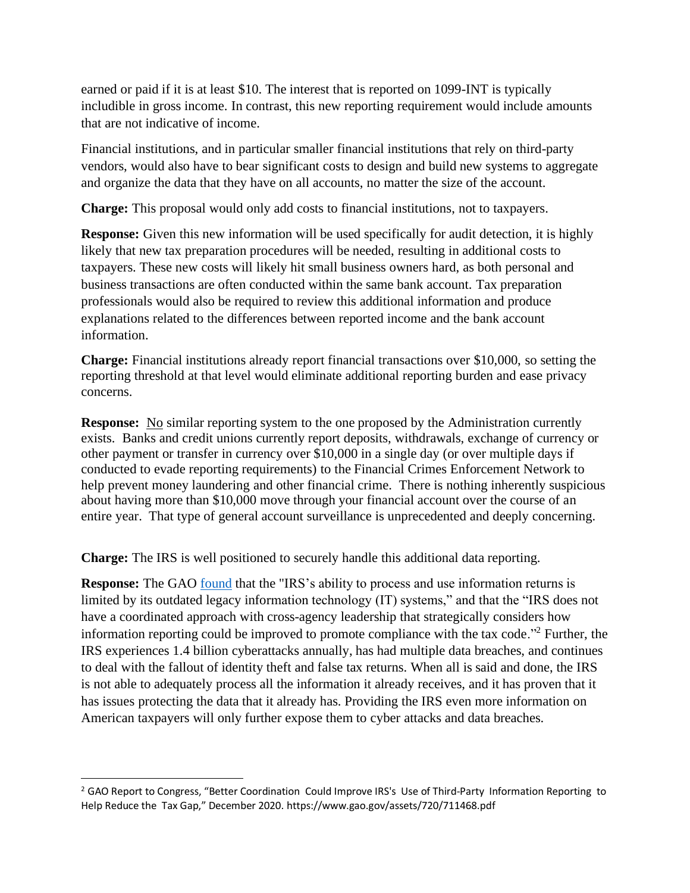earned or paid if it is at least $10. The interest that is reported on 1099-INT is typically includible in gross income. In contrast, this new reporting requirement would include amounts that are not indicative of income.

Financial institutions, and in particular smaller financial institutions that rely on third-party vendors, would also have to bear significant costs to design and build new systems to aggregate and organize the data that they have on all accounts, no matter the size of the account.

**Charge:** This proposal would only add costs to financial institutions, not to taxpayers.

**Response:** Given this new information will be used specifically for audit detection, it is highly likely that new tax preparation procedures will be needed, resulting in additional costs to taxpayers. These new costs will likely hit small business owners hard, as both personal and business transactions are often conducted within the same bank account. Tax preparation professionals would also be required to review this additional information and produce explanations related to the differences between reported income and the bank account information.

**Charge:** Financial institutions already report financial transactions over $10,000, so setting the reporting threshold at that level would eliminate additional reporting burden and ease privacy concerns.

**Response:** <u>No</u> similar reporting system to the one proposed by the Administration currently exists. Banks and credit unions currently report deposits, withdrawals, exchange of currency or other payment or transfer in currency over $10,000 in a single day (or over multiple days if conducted to evade reporting requirements) to the Financial Crimes Enforcement Network to help prevent money laundering and other financial crime. There is nothing inherently suspicious about having more than $10,000 move through your financial account over the course of an entire year. That type of general account surveillance is unprecedented and deeply concerning.

**Charge:** The IRS is well positioned to securely handle this additional data reporting.

**Response:** The GAO [found](https://www.gao.gov/assets/720/711468.pdf) that the "IRS's ability to process and use information returns is limited by its outdated legacy information technology (IT) systems," and that the "IRS does not have a coordinated approach with cross-agency leadership that strategically considers how information reporting could be improved to promote compliance with the tax code."[2] Further, the IRS experiences 1.4 billion cyberattacks annually, has had multiple data breaches, and continues to deal with the fallout of identity theft and false tax returns. When all is said and done, the IRS is not able to adequately process all the information it already receives, and it has proven that it has issues protecting the data that it already has. Providing the IRS even more information on American taxpayers will only further expose them to cyber attacks and data breaches.

---

[2] GAO Report to Congress, "Better Coordination Could Improve IRS's Use of Third-Party Information Reporting to Help Reduce the Tax Gap," December 2020. https://www.gao.gov/assets/720/711468.pdf